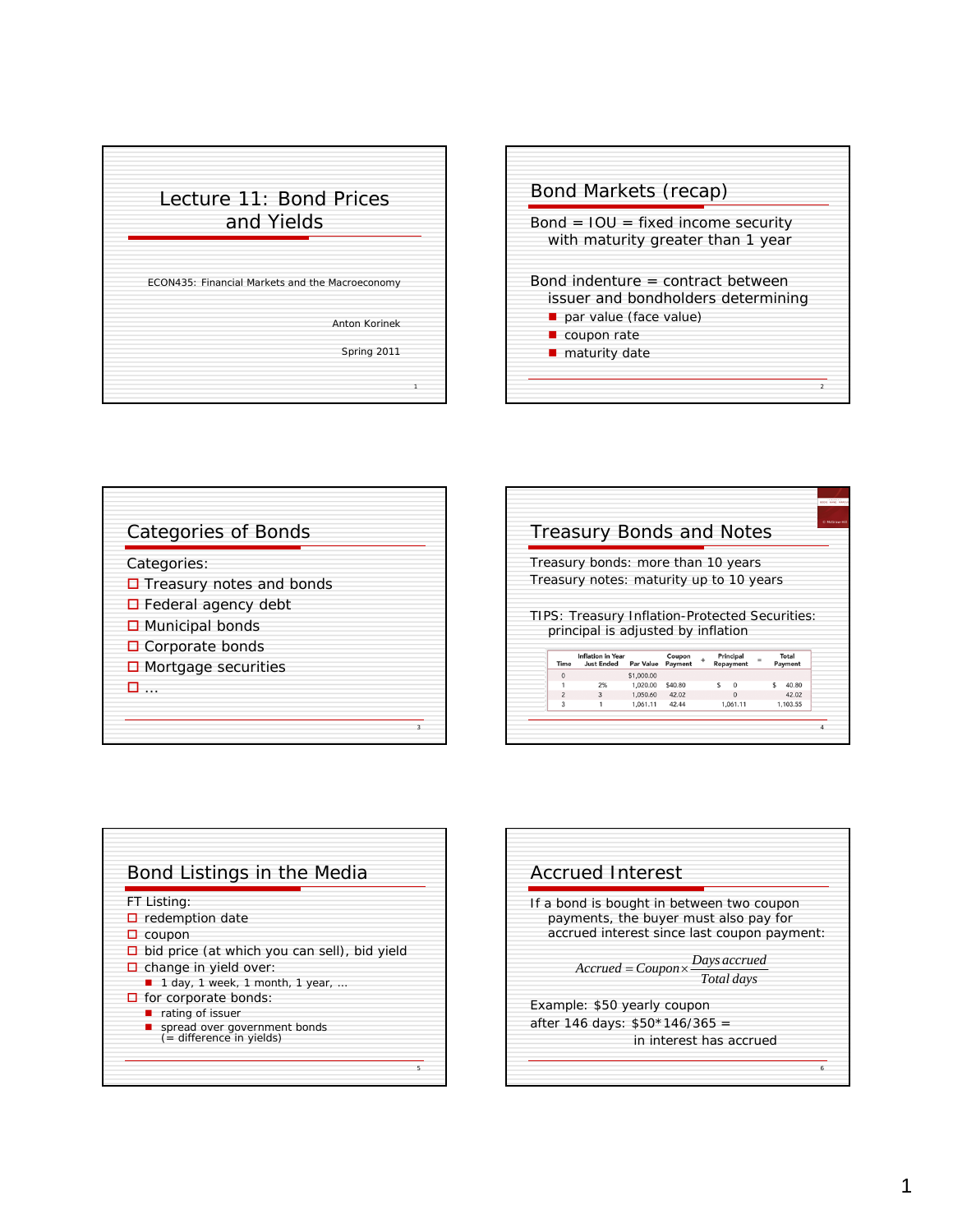# Lecture 11: Bond Prices and Yields

ECON435: Financial Markets and the Macroeconomy

Anton Korinek

Spring 2011

## Bond Markets (recap)

Bond = IOU = fixed income security with maturity greater than 1 year

Bond indenture = contract between issuer and bondholders determining

- par value (face value)
- coupon rate
- maturity date

## Categories of Bonds

Categories:

- Treasury notes and bonds
- Federal agency debt
- Municipal bonds
- Corporate bonds
- Mortgage securities
- …

## Treasury Bonds and Notes

Treasury bonds: more than 10 years
Treasury notes: maturity up to 10 years

TIPS: Treasury Inflation-Protected Securities: principal is adjusted by inflation

| Time | Inflation in Year Just Ended | Par Value | Coupon Payment | + | Principal Repayment | = | Total Payment |
|---|---|---|---|---|---|---|---|
| 0 | | $1,000.00 | | | | | |
| 1 | 2% | 1,020.00 | $40.80 | | $ 0 | | $ 40.80 |
| 2 | 3 | 1,050.60 | 42.02 | | 0 | | 42.02 |
| 3 | 1 | 1,061.11 | 42.44 | | 1,061.11 | | 1,103.55 |

## Bond Listings in the Media

FT Listing:

- redemption date
- coupon
- bid price (at which you can sell), bid yield
- change in yield over:
  - 1 day, 1 week, 1 month, 1 year, …
- for corporate bonds:
  - rating of issuer
  - spread over government bonds (= difference in yields)

## Accrued Interest

If a bond is bought in between two coupon payments, the buyer must also pay for accrued interest since last coupon payment:

$$Accrued = Coupon \times \frac{Days\ accrued}{Total\ days}$$

Example: $50 yearly coupon
after 146 days: $50*146/365 =
in interest has accrued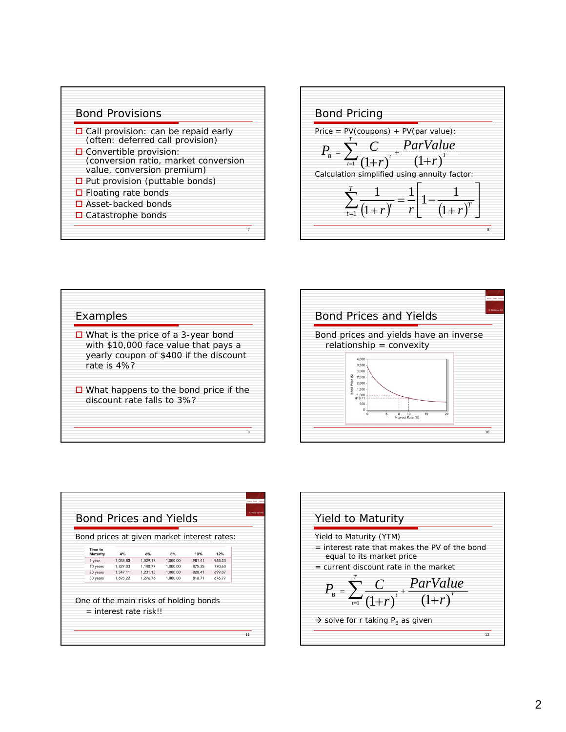## Bond Provisions

- Call provision: can be repaid early (often: deferred call provision)
- Convertible provision: (conversion ratio, market conversion value, conversion premium)
- Put provision (puttable bonds)
- Floating rate bonds
- Asset-backed bonds
- Catastrophe bonds

## Bond Pricing

Price = PV(coupons) + PV(par value):

$$P_B = \sum_{t=1}^{T} \frac{C}{(1+r)^t} + \frac{ParValue}{(1+r)^T}$$

Calculation simplified using annuity factor:

$$\sum_{t=1}^{T} \frac{1}{(1+r)^t} = \frac{1}{r}\left[1 - \frac{1}{(1+r)^T}\right]$$

## Examples

- What is the price of a 3-year bond with $10,000 face value that pays a yearly coupon of $400 if the discount rate is 4%?
- What happens to the bond price if the discount rate falls to 3%?

## Bond Prices and Yields

Bond prices and yields have an inverse relationship = convexity

## Bond Prices and Yields

Bond prices at given market interest rates:

| Time to Maturity | 4% | 6% | 8% | 10% | 12% |
|---|---|---|---|---|---|
| 1 year | 1,038.83 | 1,029.13 | 1,000.00 | 981.41 | 963.33 |
| 10 years | 1,327.03 | 1,148.77 | 1,000.00 | 875.35 | 770.60 |
| 20 years | 1,547.11 | 1,231.15 | 1,000.00 | 828.41 | 699.07 |
| 30 years | 1,695.22 | 1,276.76 | 1,000.00 | 810.71 | 676.77 |

One of the main risks of holding bonds = interest rate risk!!

## Yield to Maturity

Yield to Maturity (YTM)

= interest rate that makes the PV of the bond equal to its market price

= current discount rate in the market

$$P_B = \sum_{t=1}^{T} \frac{C}{(1+r)^t} + \frac{ParValue}{(1+r)^T}$$

→ solve for r taking $P_B$ as given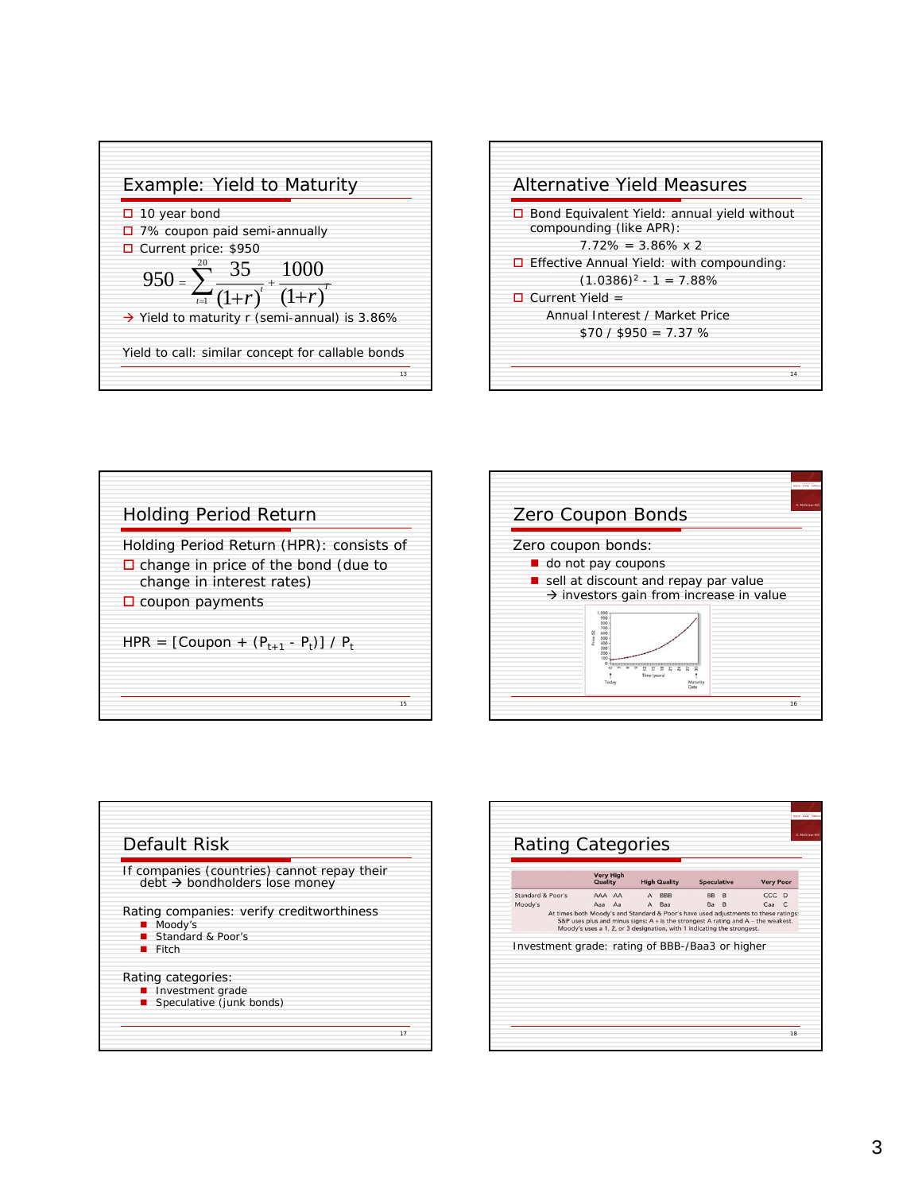## Example: Yield to Maturity

- 10 year bond
- 7% coupon paid semi-annually
- Current price: $950

$$950 = \sum_{t=1}^{20} \frac{35}{(1+r)^t} + \frac{1000}{(1+r)^T}$$

→ Yield to maturity r (semi-annual) is 3.86%

Yield to call: similar concept for callable bonds

## Alternative Yield Measures

- Bond Equivalent Yield: annual yield without compounding (like APR):
  7.72% = 3.86% x 2
- Effective Annual Yield: with compounding:
  $(1.0386)^2 - 1 = 7.88\%$
- Current Yield =
  Annual Interest / Market Price
  $70 / $950 = 7.37 %

## Holding Period Return

Holding Period Return (HPR): consists of

- change in price of the bond (due to change in interest rates)
- coupon payments

HPR = [Coupon + $(P_{t+1} - P_t)$] / $P_t$

## Zero Coupon Bonds

Zero coupon bonds:

- do not pay coupons
- sell at discount and repay par value
  → investors gain from increase in value

## Default Risk

If companies (countries) cannot repay their debt → bondholders lose money

Rating companies: verify creditworthiness

- Moody's
- Standard & Poor's
- Fitch

Rating categories:

- Investment grade
- Speculative (junk bonds)

## Rating Categories

| | Very High Quality | High Quality | Speculative | Very Poor |
|---|---|---|---|---|
| Standard & Poor's | AAA AA | A BBB | BB B | CCC D |
| Moody's | Aaa Aa | A Baa | Ba B | Caa C |

At times both Moody's and Standard & Poor's have used adjustments to these ratings: S&P uses plus and minus signs: A+ is the strongest A rating and A– the weakest. Moody's uses a 1, 2, or 3 designation, with 1 indicating the strongest.

Investment grade: rating of BBB-/Baa3 or higher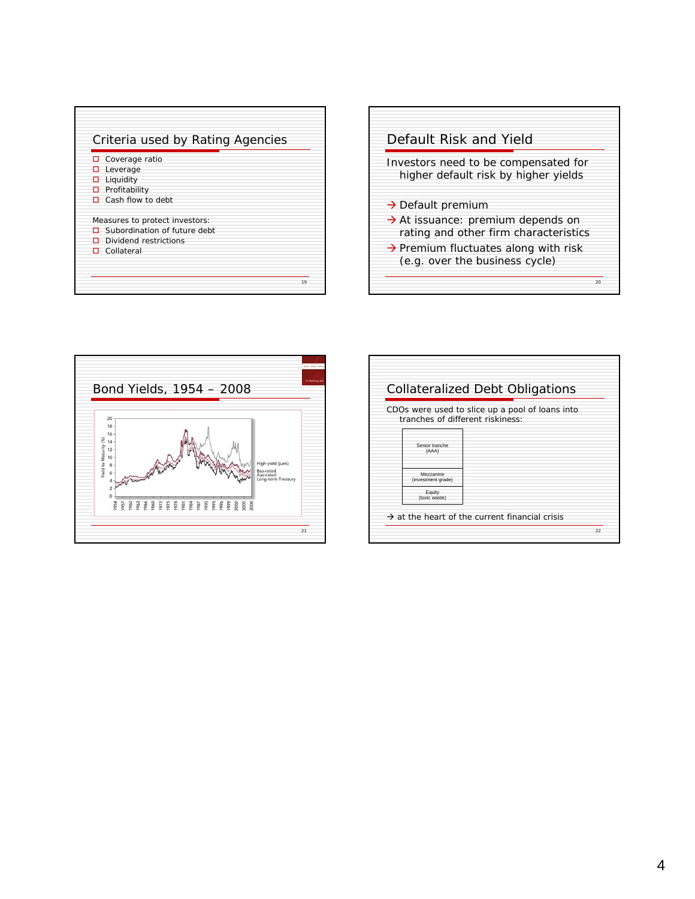## Criteria used by Rating Agencies

- Coverage ratio
- Leverage
- Liquidity
- Profitability
- Cash flow to debt

Measures to protect investors:

- Subordination of future debt
- Dividend restrictions
- Collateral

## Default Risk and Yield

Investors need to be compensated for higher default risk by higher yields

→ Default premium

→ At issuance: premium depends on rating and other firm characteristics

→ Premium fluctuates along with risk (e.g. over the business cycle)

## Bond Yields, 1954 – 2008

Yield to Maturity (%)

20
18
16
14
12
10
8
6
4
2
0

1954 1957 1960 1963 1966 1969 1972 1975 1978 1981 1984 1987 1990 1993 1996 1999 2002 2005 2008

High-yield (junk)
Baa-rated
Aaa-rated
Long-term Treasury

## Collateralized Debt Obligations

CDOs were used to slice up a pool of loans into tranches of different riskiness:

Senior tranche (AAA)

Mezzanine (investment grade)

Equity (toxic waste)

→ at the heart of the current financial crisis